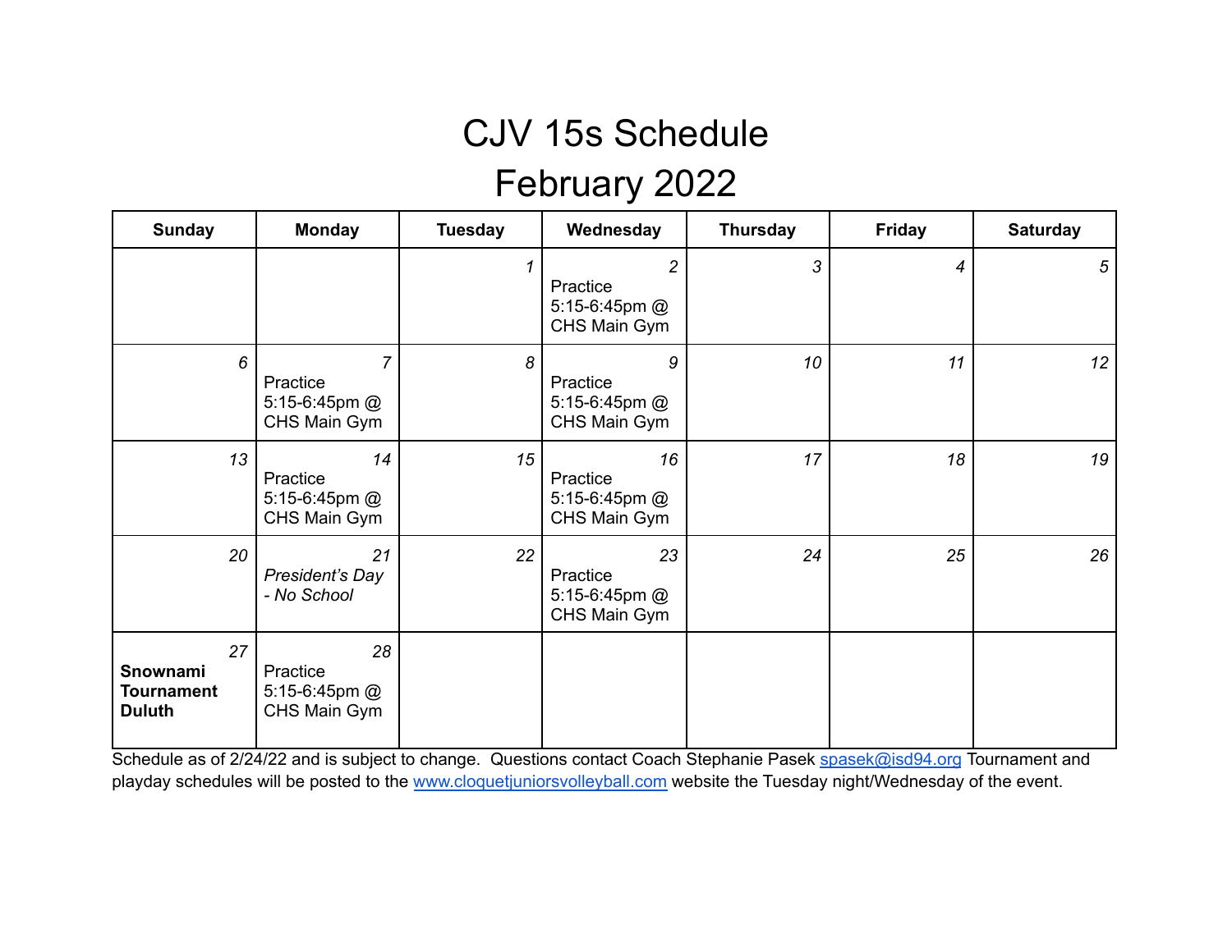# CJV 15s Schedule

# February 2022

| Sunday | Monday | Tuesday | Wednesday | Thursday | Friday | Saturday |
|---|---|---|---|---|---|---|
| | | *1* | *2* Practice 5:15-6:45pm @ CHS Main Gym | *3* | *4* | *5* |
| *6* | *7* Practice 5:15-6:45pm @ CHS Main Gym | *8* | *9* Practice 5:15-6:45pm @ CHS Main Gym | *10* | *11* | *12* |
| *13* | *14* Practice 5:15-6:45pm @ CHS Main Gym | *15* | *16* Practice 5:15-6:45pm @ CHS Main Gym | *17* | *18* | *19* |
| *20* | *21* *President's Day - No School* | *22* | *23* Practice 5:15-6:45pm @ CHS Main Gym | *24* | *25* | *26* |
| *27* **Snownami Tournament Duluth** | *28* Practice 5:15-6:45pm @ CHS Main Gym | | | | | |

Schedule as of 2/24/22 and is subject to change. Questions contact Coach Stephanie Pasek spasek@isd94.org Tournament and playday schedules will be posted to the www.cloquetjuniorsvolleyball.com website the Tuesday night/Wednesday of the event.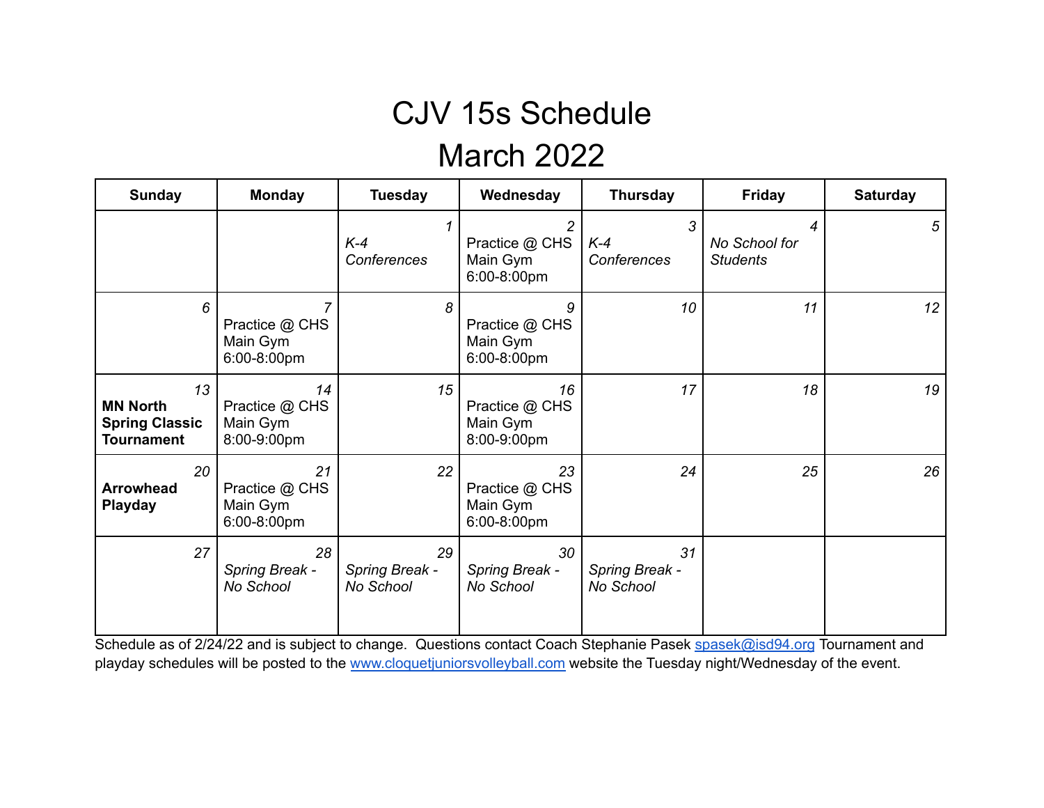# CJV 15s Schedule

# March 2022

| Sunday | Monday | Tuesday | Wednesday | Thursday | Friday | Saturday |
|---|---|---|---|---|---|---|
| | | *1*<br>*K-4 Conferences* | *2*<br>Practice @ CHS Main Gym 6:00-8:00pm | *3*<br>*K-4 Conferences* | *4*<br>*No School for Students* | *5* |
| *6* | *7*<br>Practice @ CHS Main Gym 6:00-8:00pm | *8* | *9*<br>Practice @ CHS Main Gym 6:00-8:00pm | *10* | *11* | *12* |
| *13*<br>**MN North Spring Classic Tournament** | *14*<br>Practice @ CHS Main Gym 8:00-9:00pm | *15* | *16*<br>Practice @ CHS Main Gym 8:00-9:00pm | *17* | *18* | *19* |
| *20*<br>**Arrowhead Playday** | *21*<br>Practice @ CHS Main Gym 6:00-8:00pm | *22* | *23*<br>Practice @ CHS Main Gym 6:00-8:00pm | *24* | *25* | *26* |
| *27* | *28*<br>*Spring Break - No School* | *29*<br>*Spring Break - No School* | *30*<br>*Spring Break - No School* | *31*<br>*Spring Break - No School* | | |

Schedule as of 2/24/22 and is subject to change. Questions contact Coach Stephanie Pasek spasek@isd94.org Tournament and playday schedules will be posted to the www.cloquetjuniorsvolleyball.com website the Tuesday night/Wednesday of the event.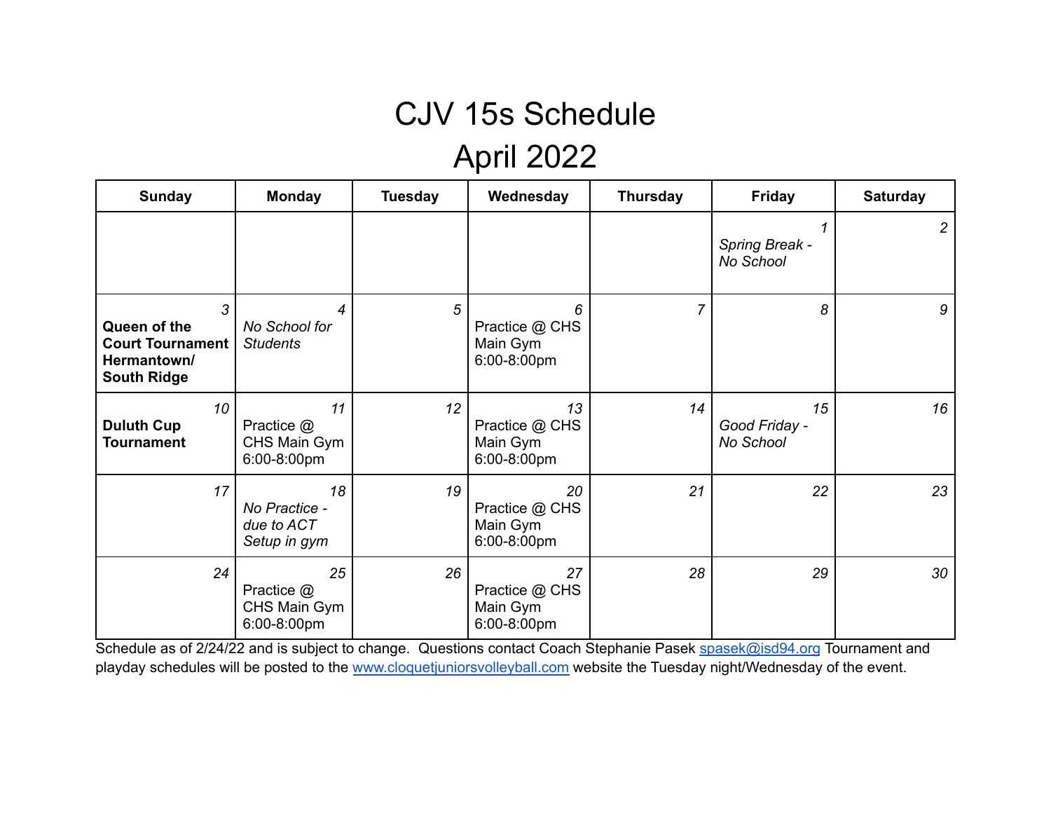# CJV 15s Schedule

# April 2022

| Sunday | Monday | Tuesday | Wednesday | Thursday | Friday | Saturday |
|---|---|---|---|---|---|---|
| | | | | | *1* *Spring Break - No School* | *2* |
| *3* **Queen of the Court Tournament Hermantown/ South Ridge** | *4* *No School for Students* | *5* | *6* Practice @ CHS Main Gym 6:00-8:00pm | *7* | *8* | *9* |
| *10* **Duluth Cup Tournament** | *11* Practice @ CHS Main Gym 6:00-8:00pm | *12* | *13* Practice @ CHS Main Gym 6:00-8:00pm | *14* | *15* *Good Friday - No School* | *16* |
| *17* | *18* *No Practice - due to ACT Setup in gym* | *19* | *20* Practice @ CHS Main Gym 6:00-8:00pm | *21* | *22* | *23* |
| *24* | *25* Practice @ CHS Main Gym 6:00-8:00pm | *26* | *27* Practice @ CHS Main Gym 6:00-8:00pm | *28* | *29* | *30* |

Schedule as of 2/24/22 and is subject to change. Questions contact Coach Stephanie Pasek spasek@isd94.org Tournament and playday schedules will be posted to the www.cloquetjuniorsvolleyball.com website the Tuesday night/Wednesday of the event.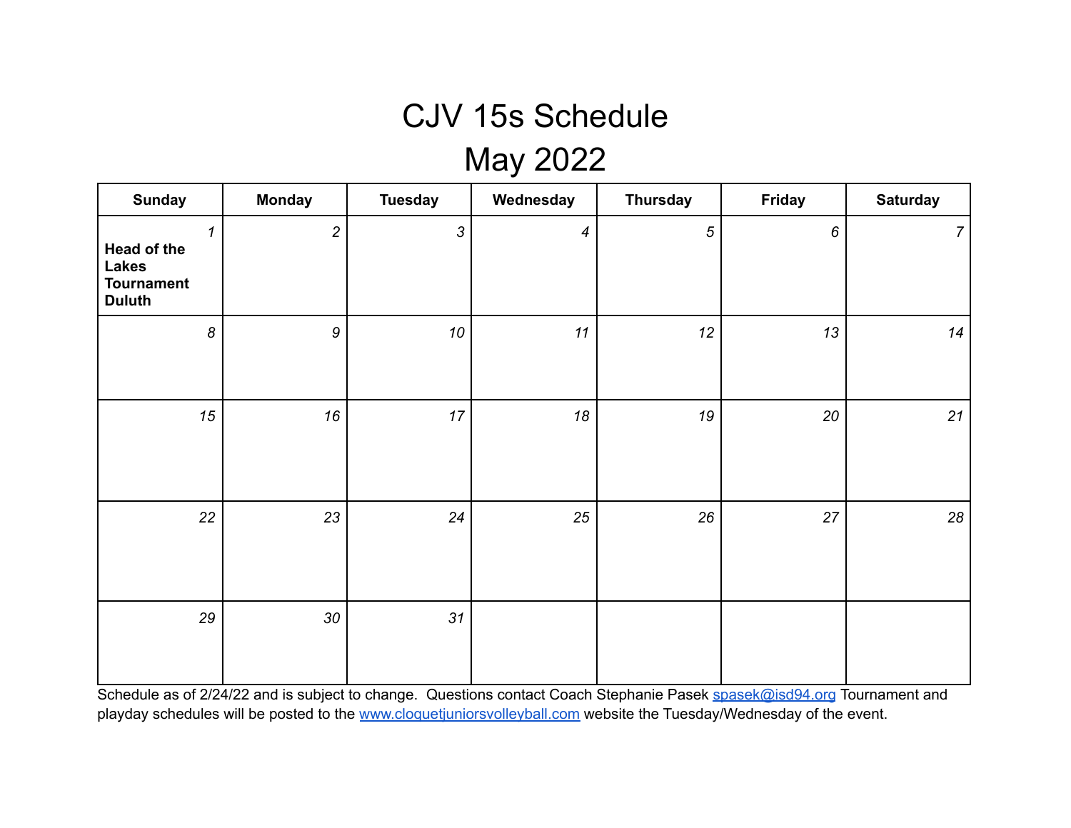# CJV 15s Schedule

## May 2022

| Sunday | Monday | Tuesday | Wednesday | Thursday | Friday | Saturday |
|---|---|---|---|---|---|---|
| *1* **Head of the Lakes Tournament Duluth** | *2* | *3* | *4* | *5* | *6* | *7* |
| *8* | *9* | *10* | *11* | *12* | *13* | *14* |
| *15* | *16* | *17* | *18* | *19* | *20* | *21* |
| *22* | *23* | *24* | *25* | *26* | *27* | *28* |
| *29* | *30* | *31* | | | | |

Schedule as of 2/24/22 and is subject to change. Questions contact Coach Stephanie Pasek spasek@isd94.org Tournament and playday schedules will be posted to the www.cloquetjuniorsvolleyball.com website the Tuesday/Wednesday of the event.